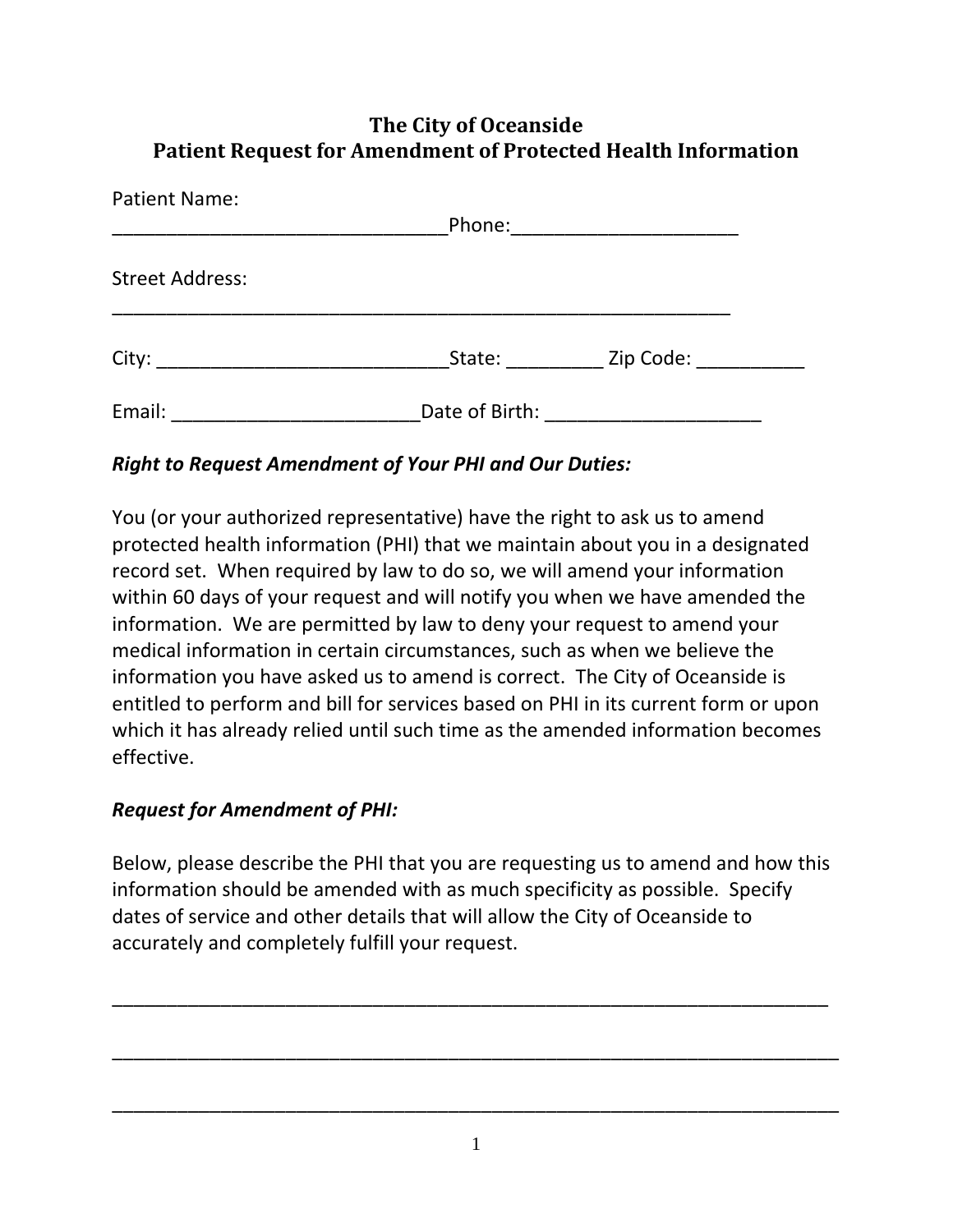## The City of Oceanside
## Patient Request for Amendment of Protected Health Information

Patient Name: ________________________________Phone:_____________________

Street Address: ___________________________________________________________

City: ____________________________State: _________ Zip Code: __________

Email: _______________________Date of Birth: ____________________

### *Right to Request Amendment of Your PHI and Our Duties:*

You (or your authorized representative) have the right to ask us to amend protected health information (PHI) that we maintain about you in a designated record set. When required by law to do so, we will amend your information within 60 days of your request and will notify you when we have amended the information. We are permitted by law to deny your request to amend your medical information in certain circumstances, such as when we believe the information you have asked us to amend is correct. The City of Oceanside is entitled to perform and bill for services based on PHI in its current form or upon which it has already relied until such time as the amended information becomes effective.

### *Request for Amendment of PHI:*

Below, please describe the PHI that you are requesting us to amend and how this information should be amended with as much specificity as possible. Specify dates of service and other details that will allow the City of Oceanside to accurately and completely fulfill your request.

______________________________________________________________________

______________________________________________________________________

______________________________________________________________________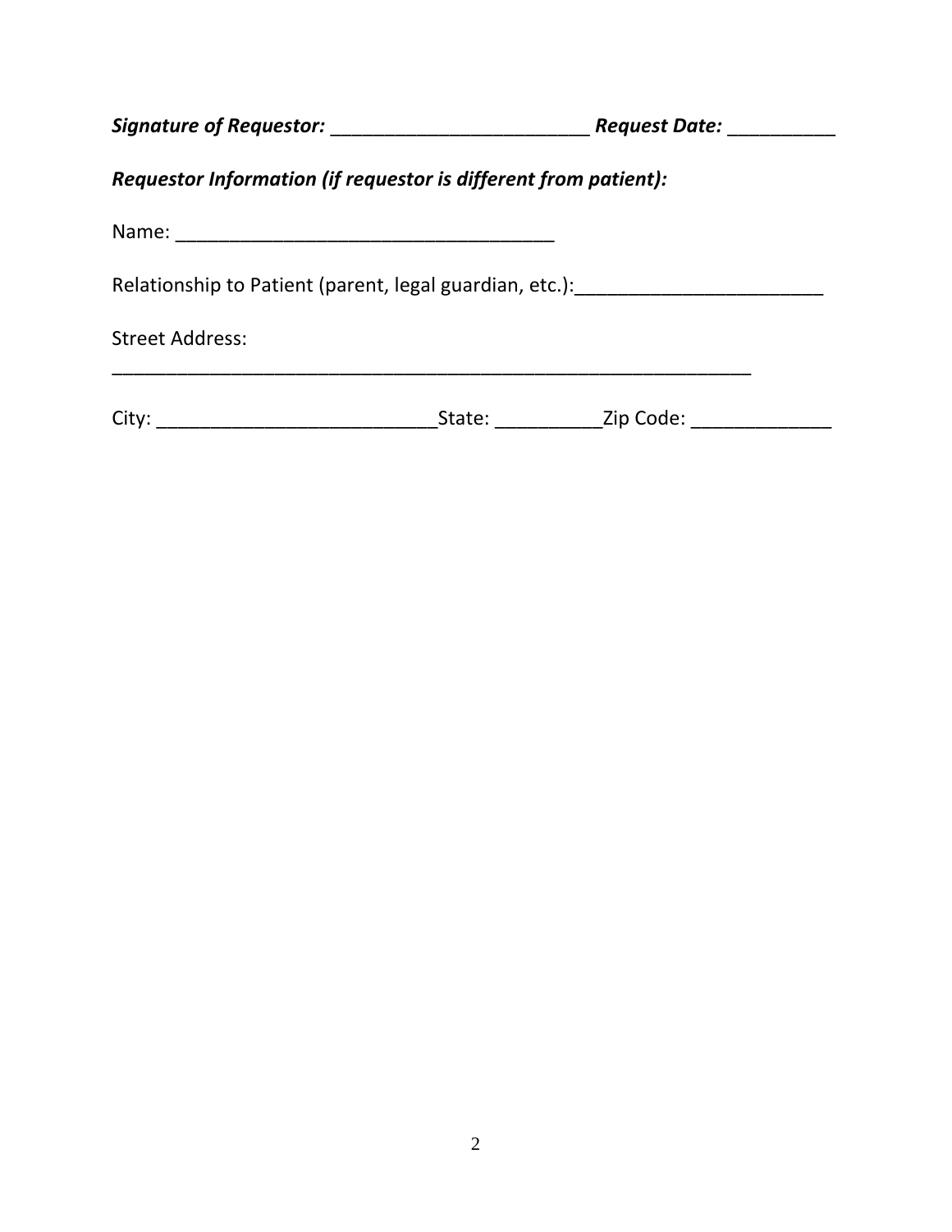***Signature of Requestor:*** ________________________ ***Request Date:*** __________

***Requestor Information (if requestor is different from patient):***

Name: ___________________________________

Relationship to Patient (parent, legal guardian, etc.):_______________________

Street Address:

____________________________________________________________

City: __________________________State: __________Zip Code: _____________